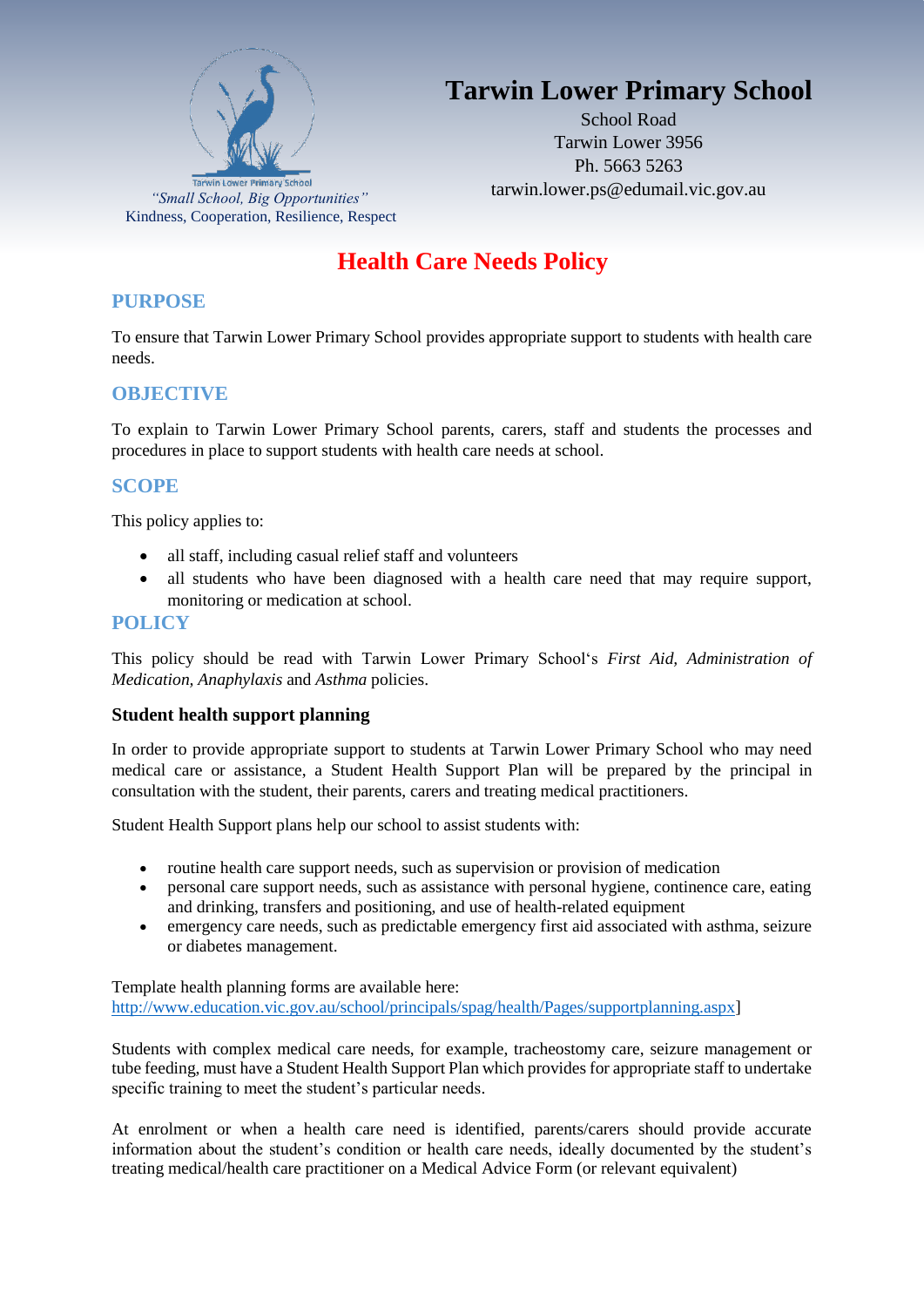Tarwin Lower Primary School

*"Small School, Big Opportunities"*

Kindness, Cooperation, Resilience, Respect

# Tarwin Lower Primary School

School Road
Tarwin Lower 3956
Ph. 5663 5263
tarwin.lower.ps@edumail.vic.gov.au

# Health Care Needs Policy

## PURPOSE

To ensure that Tarwin Lower Primary School provides appropriate support to students with health care needs.

## OBJECTIVE

To explain to Tarwin Lower Primary School parents, carers, staff and students the processes and procedures in place to support students with health care needs at school.

## SCOPE

This policy applies to:

- all staff, including casual relief staff and volunteers
- all students who have been diagnosed with a health care need that may require support, monitoring or medication at school.

## POLICY

This policy should be read with Tarwin Lower Primary School's *First Aid, Administration of Medication, Anaphylaxis* and *Asthma* policies.

### Student health support planning

In order to provide appropriate support to students at Tarwin Lower Primary School who may need medical care or assistance, a Student Health Support Plan will be prepared by the principal in consultation with the student, their parents, carers and treating medical practitioners.

Student Health Support plans help our school to assist students with:

- routine health care support needs, such as supervision or provision of medication
- personal care support needs, such as assistance with personal hygiene, continence care, eating and drinking, transfers and positioning, and use of health-related equipment
- emergency care needs, such as predictable emergency first aid associated with asthma, seizure or diabetes management.

Template health planning forms are available here:
http://www.education.vic.gov.au/school/principals/spag/health/Pages/supportplanning.aspx]

Students with complex medical care needs, for example, tracheostomy care, seizure management or tube feeding, must have a Student Health Support Plan which provides for appropriate staff to undertake specific training to meet the student's particular needs.

At enrolment or when a health care need is identified, parents/carers should provide accurate information about the student's condition or health care needs, ideally documented by the student's treating medical/health care practitioner on a Medical Advice Form (or relevant equivalent)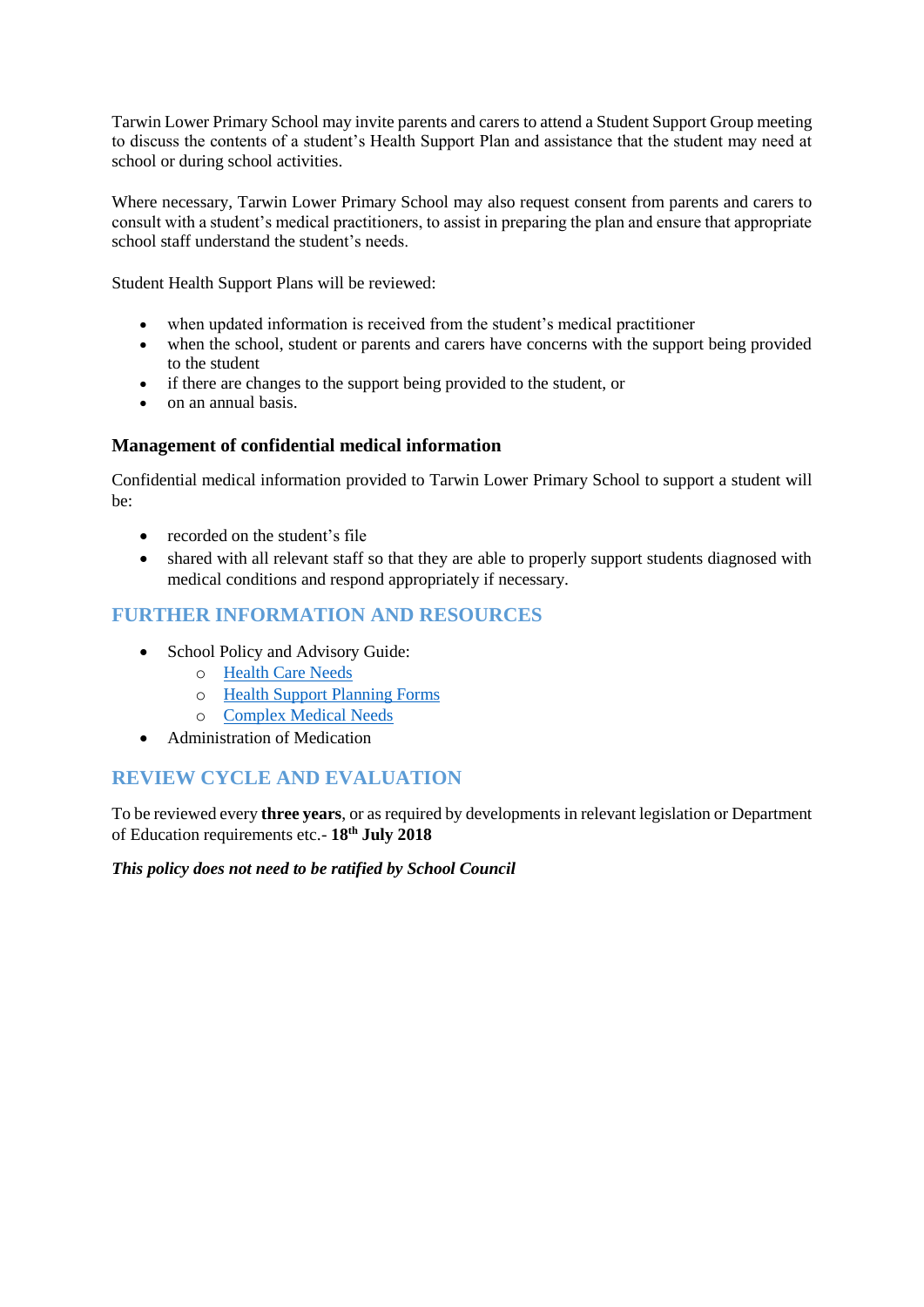Tarwin Lower Primary School may invite parents and carers to attend a Student Support Group meeting to discuss the contents of a student's Health Support Plan and assistance that the student may need at school or during school activities.

Where necessary, Tarwin Lower Primary School may also request consent from parents and carers to consult with a student's medical practitioners, to assist in preparing the plan and ensure that appropriate school staff understand the student's needs.

Student Health Support Plans will be reviewed:

- when updated information is received from the student's medical practitioner
- when the school, student or parents and carers have concerns with the support being provided to the student
- if there are changes to the support being provided to the student, or
- on an annual basis.

### Management of confidential medical information

Confidential medical information provided to Tarwin Lower Primary School to support a student will be:

- recorded on the student's file
- shared with all relevant staff so that they are able to properly support students diagnosed with medical conditions and respond appropriately if necessary.

## FURTHER INFORMATION AND RESOURCES

- School Policy and Advisory Guide:
    - Health Care Needs
    - Health Support Planning Forms
    - Complex Medical Needs
- Administration of Medication

## REVIEW CYCLE AND EVALUATION

To be reviewed every **three years**, or as required by developments in relevant legislation or Department of Education requirements etc.- **18th July 2018**

***This policy does not need to be ratified by School Council***